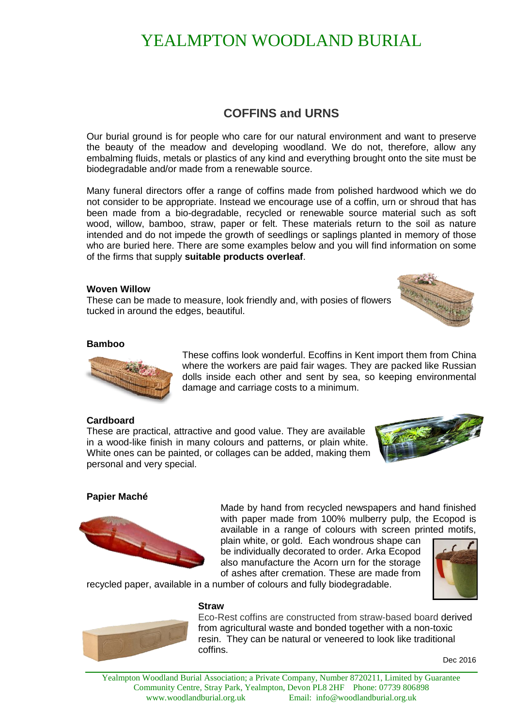# YEALMPTON WOODLAND BURIAL

## COFFINS and URNS

Our burial ground is for people who care for our natural environment and want to preserve the beauty of the meadow and developing woodland. We do not, therefore, allow any embalming fluids, metals or plastics of any kind and everything brought onto the site must be biodegradable and/or made from a renewable source.

Many funeral directors offer a range of coffins made from polished hardwood which we do not consider to be appropriate. Instead we encourage use of a coffin, urn or shroud that has been made from a bio-degradable, recycled or renewable source material such as soft wood, willow, bamboo, straw, paper or felt. These materials return to the soil as nature intended and do not impede the growth of seedlings or saplings planted in memory of those who are buried here. There are some examples below and you will find information on some of the firms that supply **suitable products overleaf**.

**Woven Willow**
These can be made to measure, look friendly and, with posies of flowers tucked in around the edges, beautiful.

**Bamboo**
These coffins look wonderful. Ecoffins in Kent import them from China where the workers are paid fair wages. They are packed like Russian dolls inside each other and sent by sea, so keeping environmental damage and carriage costs to a minimum.

**Cardboard**
These are practical, attractive and good value. They are available in a wood-like finish in many colours and patterns, or plain white. White ones can be painted, or collages can be added, making them personal and very special.

**Papier Maché**
Made by hand from recycled newspapers and hand finished with paper made from 100% mulberry pulp, the Ecopod is available in a range of colours with screen printed motifs, plain white, or gold. Each wondrous shape can be individually decorated to order. Arka Ecopod also manufacture the Acorn urn for the storage of ashes after cremation. These are made from recycled paper, available in a number of colours and fully biodegradable.

**Straw**
Eco-Rest coffins are constructed from straw-based board derived from agricultural waste and bonded together with a non-toxic resin. They can be natural or veneered to look like traditional coffins.

Dec 2016

Yealmpton Woodland Burial Association; a Private Company, Number 8720211, Limited by Guarantee
Community Centre, Stray Park, Yealmpton, Devon PL8 2HF Phone: 07739 806898
www.woodlandburial.org.uk Email: info@woodlandburial.org.uk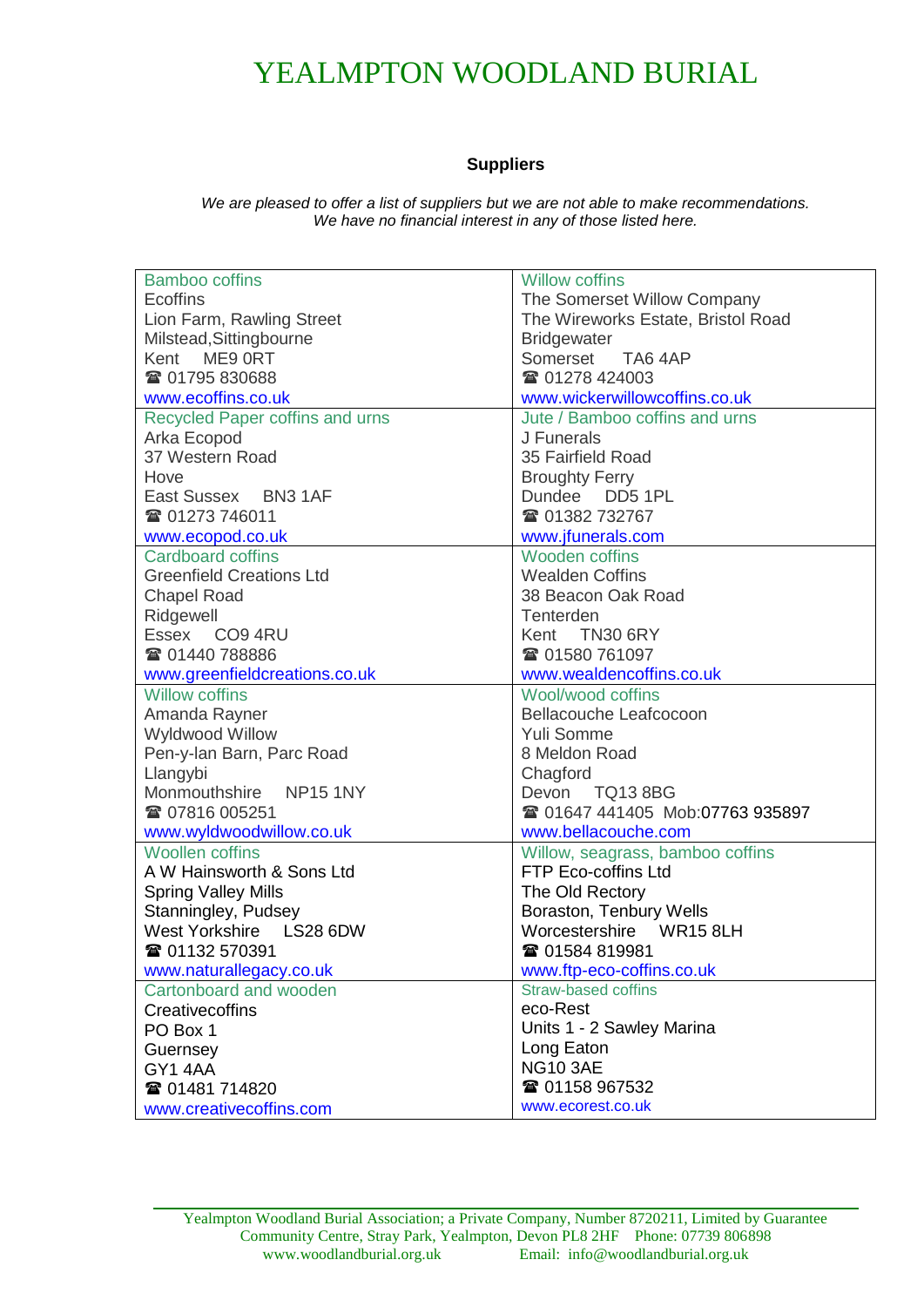# YEALMPTON WOODLAND BURIAL

**Suppliers**

*We are pleased to offer a list of suppliers but we are not able to make recommendations. We have no financial interest in any of those listed here.*

| | |
|---|---|
| Bamboo coffins<br>Ecoffins<br>Lion Farm, Rawling Street<br>Milstead,Sittingbourne<br>Kent ME9 0RT<br>☎ 01795 830688<br>www.ecoffins.co.uk | Willow coffins<br>The Somerset Willow Company<br>The Wireworks Estate, Bristol Road<br>Bridgewater<br>Somerset TA6 4AP<br>☎ 01278 424003<br>www.wickerwillowcoffins.co.uk |
| Recycled Paper coffins and urns<br>Arka Ecopod<br>37 Western Road<br>Hove<br>East Sussex BN3 1AF<br>☎ 01273 746011<br>www.ecopod.co.uk | Jute / Bamboo coffins and urns<br>J Funerals<br>35 Fairfield Road<br>Broughty Ferry<br>Dundee DD5 1PL<br>☎ 01382 732767<br>www.jfunerals.com |
| Cardboard coffins<br>Greenfield Creations Ltd<br>Chapel Road<br>Ridgewell<br>Essex CO9 4RU<br>☎ 01440 788886<br>www.greenfieldcreations.co.uk | Wooden coffins<br>Wealden Coffins<br>38 Beacon Oak Road<br>Tenterden<br>Kent TN30 6RY<br>☎ 01580 761097<br>www.wealdencoffins.co.uk |
| Willow coffins<br>Amanda Rayner<br>Wyldwood Willow<br>Pen-y-lan Barn, Parc Road<br>Llangybi<br>Monmouthshire NP15 1NY<br>☎ 07816 005251<br>www.wyldwoodwillow.co.uk | Wool/wood coffins<br>Bellacouche Leafcocoon<br>Yuli Somme<br>8 Meldon Road<br>Chagford<br>Devon TQ13 8BG<br>☎ 01647 441405 Mob:07763 935897<br>www.bellacouche.com |
| Woollen coffins<br>A W Hainsworth & Sons Ltd<br>Spring Valley Mills<br>Stanningley, Pudsey<br>West Yorkshire LS28 6DW<br>☎ 01132 570391<br>www.naturallegacy.co.uk | Willow, seagrass, bamboo coffins<br>FTP Eco-coffins Ltd<br>The Old Rectory<br>Boraston, Tenbury Wells<br>Worcestershire WR15 8LH<br>☎ 01584 819981<br>www.ftp-eco-coffins.co.uk |
| Cartonboard and wooden<br>Creativecoffins<br>PO Box 1<br>Guernsey<br>GY1 4AA<br>☎ 01481 714820<br>www.creativecoffins.com | Straw-based coffins<br>eco-Rest<br>Units 1 - 2 Sawley Marina<br>Long Eaton<br>NG10 3AE<br>☎ 01158 967532<br>www.ecorest.co.uk |

Yealmpton Woodland Burial Association; a Private Company, Number 8720211, Limited by Guarantee
Community Centre, Stray Park, Yealmpton, Devon PL8 2HF Phone: 07739 806898
www.woodlandburial.org.uk Email: info@woodlandburial.org.uk